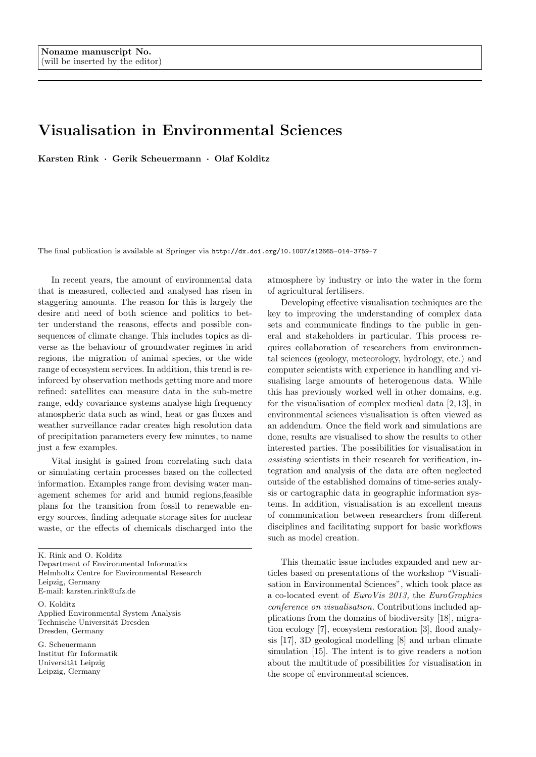Noname manuscript No.
(will be inserted by the editor)

# Visualisation in Environmental Sciences

**Karsten Rink · Gerik Scheuermann · Olaf Kolditz**

The final publication is available at Springer via http://dx.doi.org/10.1007/s12665-014-3759-7

In recent years, the amount of environmental data that is measured, collected and analysed has risen in staggering amounts. The reason for this is largely the desire and need of both science and politics to better understand the reasons, effects and possible consequences of climate change. This includes topics as diverse as the behaviour of groundwater regimes in arid regions, the migration of animal species, or the wide range of ecosystem services. In addition, this trend is reinforced by observation methods getting more and more refined: satellites can measure data in the sub-metre range, eddy covariance systems analyse high frequency atmospheric data such as wind, heat or gas fluxes and weather surveillance radar creates high resolution data of precipitation parameters every few minutes, to name just a few examples.

Vital insight is gained from correlating such data or simulating certain processes based on the collected information. Examples range from devising water management schemes for arid and humid regions,feasible plans for the transition from fossil to renewable energy sources, finding adequate storage sites for nuclear waste, or the effects of chemicals discharged into the atmosphere by industry or into the water in the form of agricultural fertilisers.

Developing effective visualisation techniques are the key to improving the understanding of complex data sets and communicate findings to the public in general and stakeholders in particular. This process requires collaboration of researchers from environmental sciences (geology, meteorology, hydrology, etc.) and computer scientists with experience in handling and visualising large amounts of heterogenous data. While this has previously worked well in other domains, e.g. for the visualisation of complex medical data [2, 13], in environmental sciences visualisation is often viewed as an addendum. Once the field work and simulations are done, results are visualised to show the results to other interested parties. The possibilities for visualisation in *assisting* scientists in their research for verification, integration and analysis of the data are often neglected outside of the established domains of time-series analysis or cartographic data in geographic information systems. In addition, visualisation is an excellent means of communication between researchers from different disciplines and facilitating support for basic workflows such as model creation.

This thematic issue includes expanded and new articles based on presentations of the workshop "Visualisation in Environmental Sciences", which took place as a co-located event of *EuroVis 2013,* the *EuroGraphics conference on visualisation.* Contributions included applications from the domains of biodiversity [18], migration ecology [7], ecosystem restoration [3], flood analysis [17], 3D geological modelling [8] and urban climate simulation [15]. The intent is to give readers a notion about the multitude of possibilities for visualisation in the scope of environmental sciences.

---

K. Rink and O. Kolditz
Department of Environmental Informatics
Helmholtz Centre for Environmental Research
Leipzig, Germany
E-mail: karsten.rink@ufz.de

O. Kolditz
Applied Environmental System Analysis
Technische Universität Dresden
Dresden, Germany

G. Scheuermann
Institut für Informatik
Universität Leipzig
Leipzig, Germany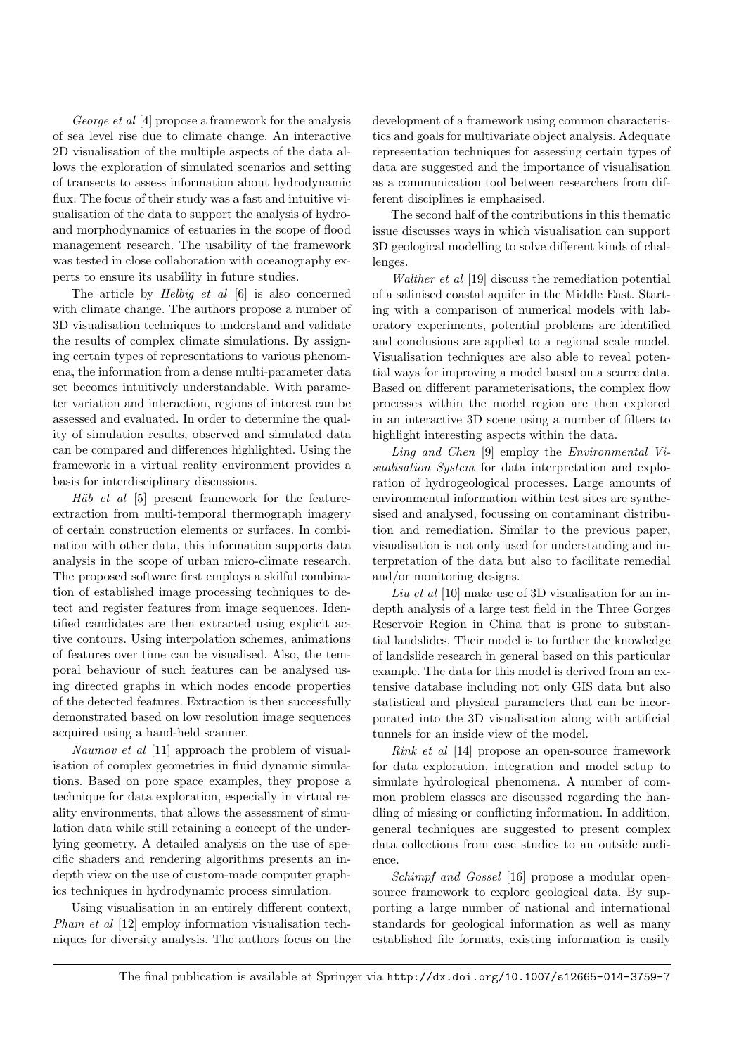*George et al* [4] propose a framework for the analysis of sea level rise due to climate change. An interactive 2D visualisation of the multiple aspects of the data allows the exploration of simulated scenarios and setting of transects to assess information about hydrodynamic flux. The focus of their study was a fast and intuitive visualisation of the data to support the analysis of hydro- and morphodynamics of estuaries in the scope of flood management research. The usability of the framework was tested in close collaboration with oceanography experts to ensure its usability in future studies.

The article by *Helbig et al* [6] is also concerned with climate change. The authors propose a number of 3D visualisation techniques to understand and validate the results of complex climate simulations. By assigning certain types of representations to various phenomena, the information from a dense multi-parameter data set becomes intuitively understandable. With parameter variation and interaction, regions of interest can be assessed and evaluated. In order to determine the quality of simulation results, observed and simulated data can be compared and differences highlighted. Using the framework in a virtual reality environment provides a basis for interdisciplinary discussions.

*Häb et al* [5] present framework for the feature-extraction from multi-temporal thermograph imagery of certain construction elements or surfaces. In combination with other data, this information supports data analysis in the scope of urban micro-climate research. The proposed software first employs a skilful combination of established image processing techniques to detect and register features from image sequences. Identified candidates are then extracted using explicit active contours. Using interpolation schemes, animations of features over time can be visualised. Also, the temporal behaviour of such features can be analysed using directed graphs in which nodes encode properties of the detected features. Extraction is then successfully demonstrated based on low resolution image sequences acquired using a hand-held scanner.

*Naumov et al* [11] approach the problem of visualisation of complex geometries in fluid dynamic simulations. Based on pore space examples, they propose a technique for data exploration, especially in virtual reality environments, that allows the assessment of simulation data while still retaining a concept of the underlying geometry. A detailed analysis on the use of specific shaders and rendering algorithms presents an in-depth view on the use of custom-made computer graphics techniques in hydrodynamic process simulation.

Using visualisation in an entirely different context, *Pham et al* [12] employ information visualisation techniques for diversity analysis. The authors focus on the development of a framework using common characteristics and goals for multivariate object analysis. Adequate representation techniques for assessing certain types of data are suggested and the importance of visualisation as a communication tool between researchers from different disciplines is emphasised.

The second half of the contributions in this thematic issue discusses ways in which visualisation can support 3D geological modelling to solve different kinds of challenges.

*Walther et al* [19] discuss the remediation potential of a salinised coastal aquifer in the Middle East. Starting with a comparison of numerical models with laboratory experiments, potential problems are identified and conclusions are applied to a regional scale model. Visualisation techniques are also able to reveal potential ways for improving a model based on a scarce data. Based on different parameterisations, the complex flow processes within the model region are then explored in an interactive 3D scene using a number of filters to highlight interesting aspects within the data.

*Ling and Chen* [9] employ the *Environmental Visualisation System* for data interpretation and exploration of hydrogeological processes. Large amounts of environmental information within test sites are synthesised and analysed, focussing on contaminant distribution and remediation. Similar to the previous paper, visualisation is not only used for understanding and interpretation of the data but also to facilitate remedial and/or monitoring designs.

*Liu et al* [10] make use of 3D visualisation for an in-depth analysis of a large test field in the Three Gorges Reservoir Region in China that is prone to substantial landslides. Their model is to further the knowledge of landslide research in general based on this particular example. The data for this model is derived from an extensive database including not only GIS data but also statistical and physical parameters that can be incorporated into the 3D visualisation along with artificial tunnels for an inside view of the model.

*Rink et al* [14] propose an open-source framework for data exploration, integration and model setup to simulate hydrological phenomena. A number of common problem classes are discussed regarding the handling of missing or conflicting information. In addition, general techniques are suggested to present complex data collections from case studies to an outside audience.

*Schimpf and Gossel* [16] propose a modular open-source framework to explore geological data. By supporting a large number of national and international standards for geological information as well as many established file formats, existing information is easily

The final publication is available at Springer via http://dx.doi.org/10.1007/s12665-014-3759-7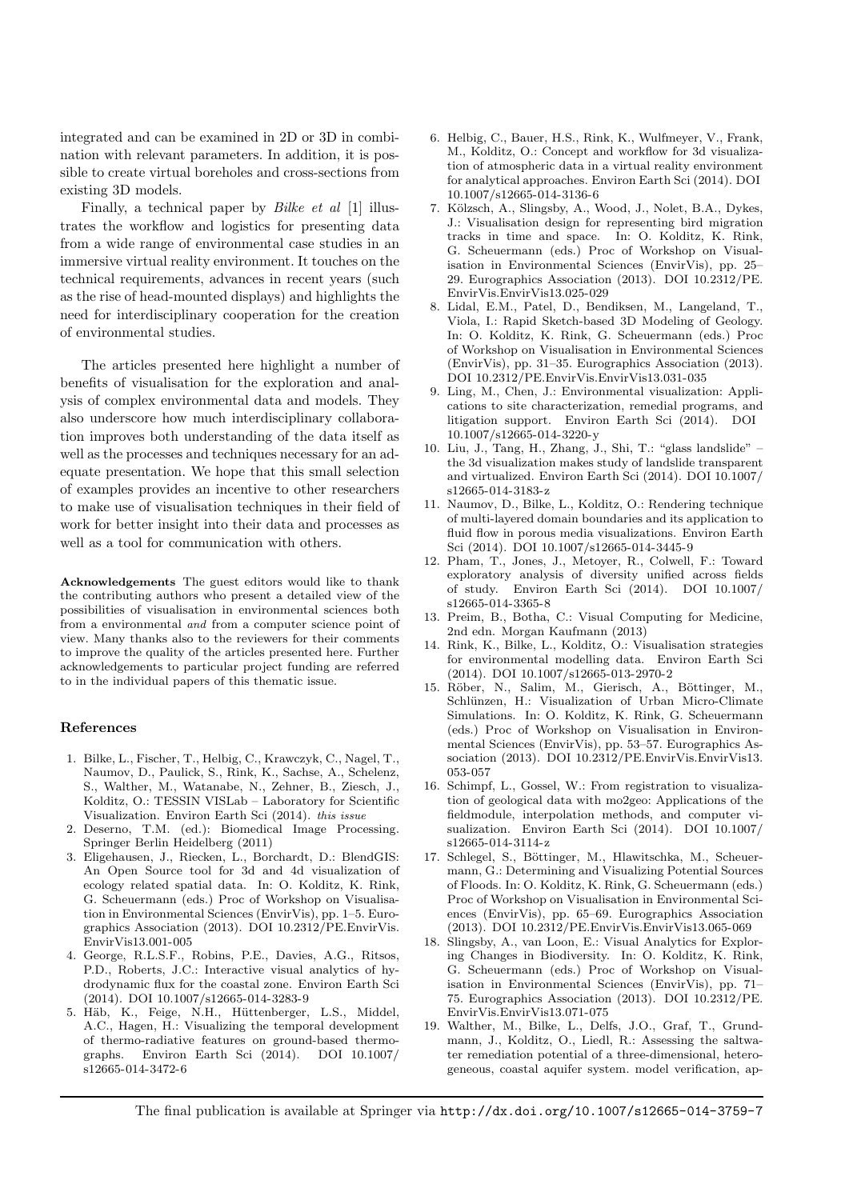integrated and can be examined in 2D or 3D in combination with relevant parameters. In addition, it is possible to create virtual boreholes and cross-sections from existing 3D models.

Finally, a technical paper by *Bilke et al* [1] illustrates the workflow and logistics for presenting data from a wide range of environmental case studies in an immersive virtual reality environment. It touches on the technical requirements, advances in recent years (such as the rise of head-mounted displays) and highlights the need for interdisciplinary cooperation for the creation of environmental studies.

The articles presented here highlight a number of benefits of visualisation for the exploration and analysis of complex environmental data and models. They also underscore how much interdisciplinary collaboration improves both understanding of the data itself as well as the processes and techniques necessary for an adequate presentation. We hope that this small selection of examples provides an incentive to other researchers to make use of visualisation techniques in their field of work for better insight into their data and processes as well as a tool for communication with others.

**Acknowledgements** The guest editors would like to thank the contributing authors who present a detailed view of the possibilities of visualisation in environmental sciences both from a environmental *and* from a computer science point of view. Many thanks also to the reviewers for their comments to improve the quality of the articles presented here. Further acknowledgements to particular project funding are referred to in the individual papers of this thematic issue.

## References

1. Bilke, L., Fischer, T., Helbig, C., Krawczyk, C., Nagel, T., Naumov, D., Paulick, S., Rink, K., Sachse, A., Schelenz, S., Walther, M., Watanabe, N., Zehner, B., Ziesch, J., Kolditz, O.: TESSIN VISLab – Laboratory for Scientific Visualization. Environ Earth Sci (2014). *this issue*
2. Deserno, T.M. (ed.): Biomedical Image Processing. Springer Berlin Heidelberg (2011)
3. Eligehausen, J., Riecken, L., Borchardt, D.: BlendGIS: An Open Source tool for 3d and 4d visualization of ecology related spatial data. In: O. Kolditz, K. Rink, G. Scheuermann (eds.) Proc of Workshop on Visualisation in Environmental Sciences (EnvirVis), pp. 1–5. Eurographics Association (2013). DOI 10.2312/PE.EnvirVis.EnvirVis13.001-005
4. George, R.L.S.F., Robins, P.E., Davies, A.G., Ritsos, P.D., Roberts, J.C.: Interactive visual analytics of hydrodynamic flux for the coastal zone. Environ Earth Sci (2014). DOI 10.1007/s12665-014-3283-9
5. Häb, K., Feige, N.H., Hüttenberger, L.S., Middel, A.C., Hagen, H.: Visualizing the temporal development of thermo-radiative features on ground-based thermographs. Environ Earth Sci (2014). DOI 10.1007/s12665-014-3472-6
6. Helbig, C., Bauer, H.S., Rink, K., Wulfmeyer, V., Frank, M., Kolditz, O.: Concept and workflow for 3d visualization of atmospheric data in a virtual reality environment for analytical approaches. Environ Earth Sci (2014). DOI 10.1007/s12665-014-3136-6
7. Kölzsch, A., Slingsby, A., Wood, J., Nolet, B.A., Dykes, J.: Visualisation design for representing bird migration tracks in time and space. In: O. Kolditz, K. Rink, G. Scheuermann (eds.) Proc of Workshop on Visualisation in Environmental Sciences (EnvirVis), pp. 25–29. Eurographics Association (2013). DOI 10.2312/PE.EnvirVis.EnvirVis13.025-029
8. Lidal, E.M., Patel, D., Bendiksen, M., Langeland, T., Viola, I.: Rapid Sketch-based 3D Modeling of Geology. In: O. Kolditz, K. Rink, G. Scheuermann (eds.) Proc of Workshop on Visualisation in Environmental Sciences (EnvirVis), pp. 31–35. Eurographics Association (2013). DOI 10.2312/PE.EnvirVis.EnvirVis13.031-035
9. Ling, M., Chen, J.: Environmental visualization: Applications to site characterization, remedial programs, and litigation support. Environ Earth Sci (2014). DOI 10.1007/s12665-014-3220-y
10. Liu, J., Tang, H., Zhang, J., Shi, T.: "glass landslide" – the 3d visualization makes study of landslide transparent and virtualized. Environ Earth Sci (2014). DOI 10.1007/s12665-014-3183-z
11. Naumov, D., Bilke, L., Kolditz, O.: Rendering technique of multi-layered domain boundaries and its application to fluid flow in porous media visualizations. Environ Earth Sci (2014). DOI 10.1007/s12665-014-3445-9
12. Pham, T., Jones, J., Metoyer, R., Colwell, F.: Toward exploratory analysis of diversity unified across fields of study. Environ Earth Sci (2014). DOI 10.1007/s12665-014-3365-8
13. Preim, B., Botha, C.: Visual Computing for Medicine, 2nd edn. Morgan Kaufmann (2013)
14. Rink, K., Bilke, L., Kolditz, O.: Visualisation strategies for environmental modelling data. Environ Earth Sci (2014). DOI 10.1007/s12665-013-2970-2
15. Röber, N., Salim, M., Gierisch, A., Böttinger, M., Schlünzen, H.: Visualization of Urban Micro-Climate Simulations. In: O. Kolditz, K. Rink, G. Scheuermann (eds.) Proc of Workshop on Visualisation in Environmental Sciences (EnvirVis), pp. 53–57. Eurographics Association (2013). DOI 10.2312/PE.EnvirVis.EnvirVis13.053-057
16. Schimpf, L., Gossel, W.: From registration to visualization of geological data with mo2geo: Applications of the fieldmodule, interpolation methods, and computer visualization. Environ Earth Sci (2014). DOI 10.1007/s12665-014-3114-z
17. Schlegel, S., Böttinger, M., Hlawitschka, M., Scheuermann, G.: Determining and Visualizing Potential Sources of Floods. In: O. Kolditz, K. Rink, G. Scheuermann (eds.) Proc of Workshop on Visualisation in Environmental Sciences (EnvirVis), pp. 65–69. Eurographics Association (2013). DOI 10.2312/PE.EnvirVis.EnvirVis13.065-069
18. Slingsby, A., van Loon, E.: Visual Analytics for Exploring Changes in Biodiversity. In: O. Kolditz, K. Rink, G. Scheuermann (eds.) Proc of Workshop on Visualisation in Environmental Sciences (EnvirVis), pp. 71–75. Eurographics Association (2013). DOI 10.2312/PE.EnvirVis.EnvirVis13.071-075
19. Walther, M., Bilke, L., Delfs, J.O., Graf, T., Grundmann, J., Kolditz, O., Liedl, R.: Assessing the saltwater remediation potential of a three-dimensional, heterogeneous, coastal aquifer system. model verification, ap-

The final publication is available at Springer via http://dx.doi.org/10.1007/s12665-014-3759-7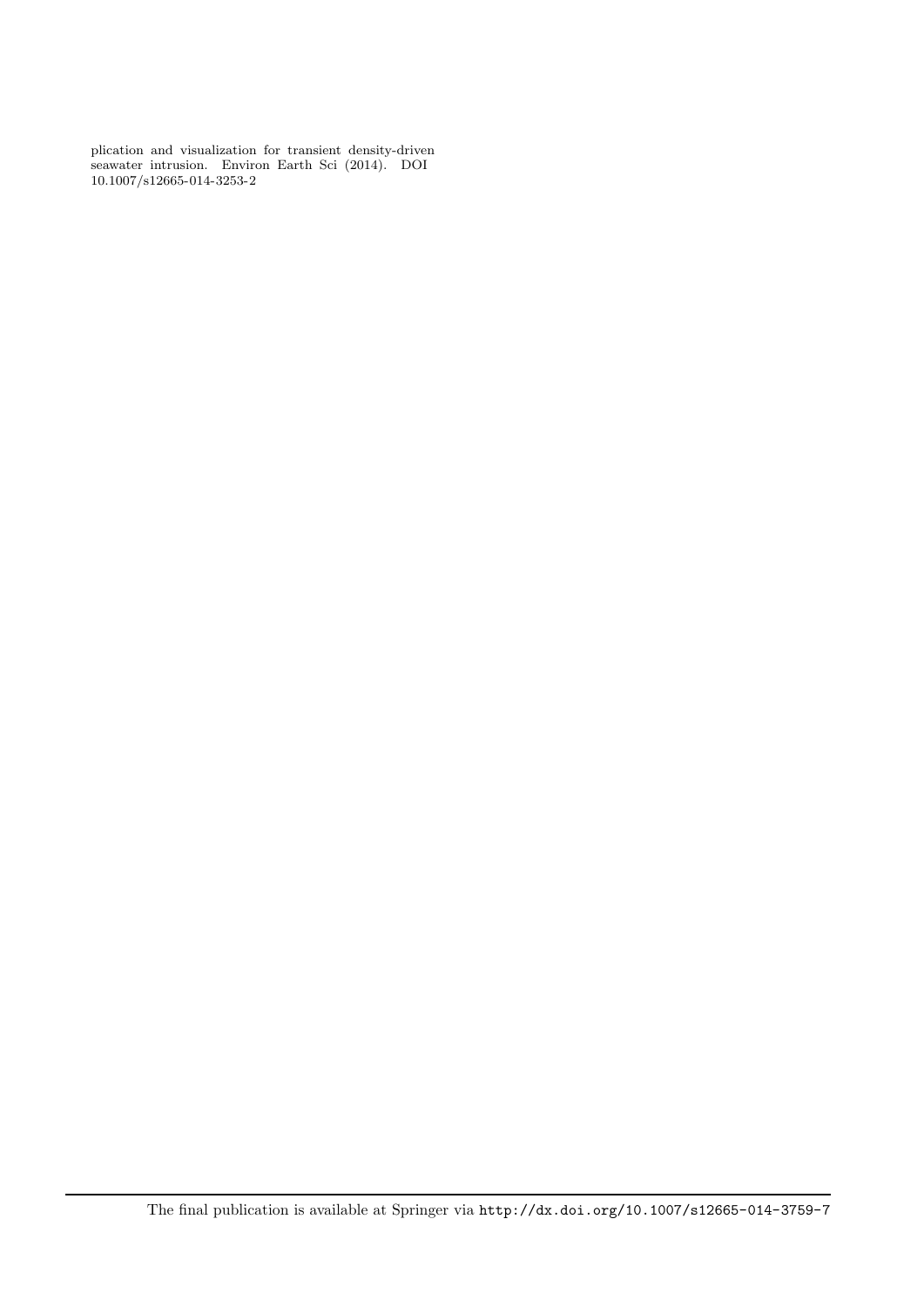plication and visualization for transient density-driven seawater intrusion. Environ Earth Sci (2014). DOI 10.1007/s12665-014-3253-2

The final publication is available at Springer via `http://dx.doi.org/10.1007/s12665-014-3759-7`